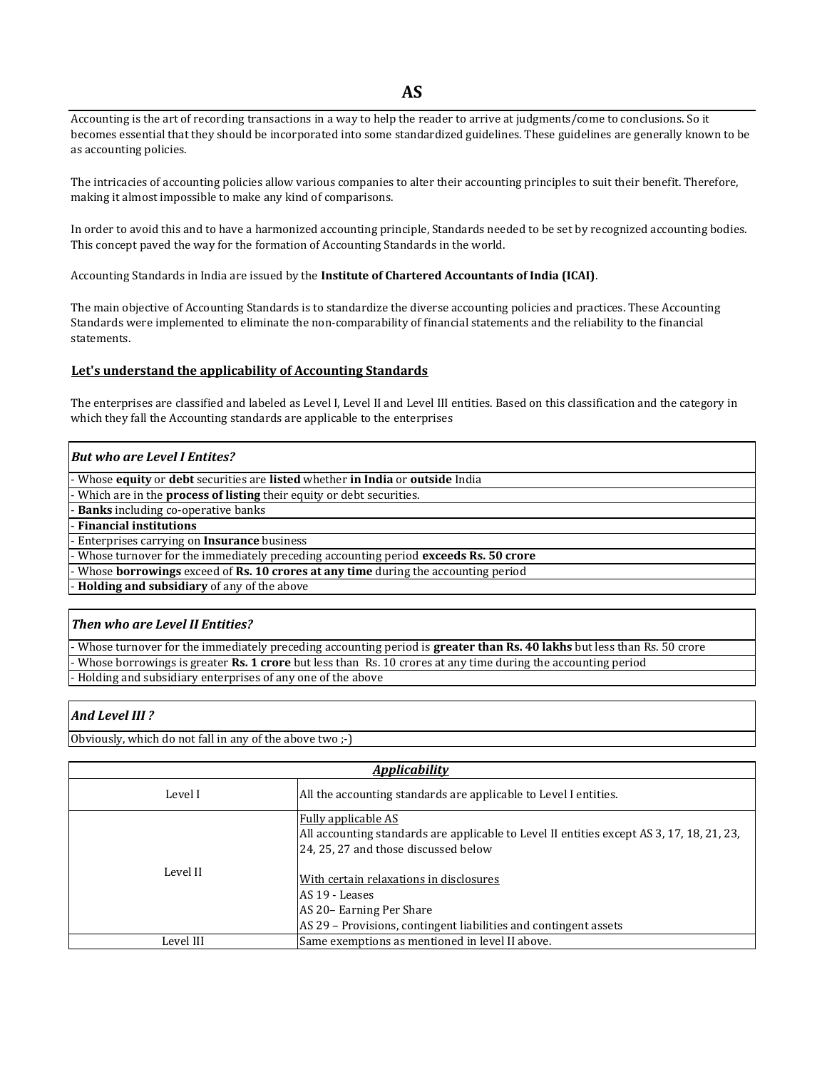# AS

Accounting is the art of recording transactions in a way to help the reader to arrive at judgments/come to conclusions. So it becomes essential that they should be incorporated into some standardized guidelines. These guidelines are generally known to be as accounting policies.

The intricacies of accounting policies allow various companies to alter their accounting principles to suit their benefit. Therefore, making it almost impossible to make any kind of comparisons.

In order to avoid this and to have a harmonized accounting principle, Standards needed to be set by recognized accounting bodies. This concept paved the way for the formation of Accounting Standards in the world.

Accounting Standards in India are issued by the **Institute of Chartered Accountants of India (ICAI)**.

The main objective of Accounting Standards is to standardize the diverse accounting policies and practices. These Accounting Standards were implemented to eliminate the non-comparability of financial statements and the reliability to the financial statements.

## Let's understand the applicability of Accounting Standards

The enterprises are classified and labeled as Level I, Level II and Level III entities. Based on this classification and the category in which they fall the Accounting standards are applicable to the enterprises

| ***But who are Level I Entites?*** |
|---|
| - Whose **equity** or **debt** securities are **listed** whether **in India** or **outside** India |
| - Which are in the **process of listing** their equity or debt securities. |
| - **Banks** including co-operative banks |
| - **Financial institutions** |
| - Enterprises carrying on **Insurance** business |
| - Whose turnover for the immediately preceding accounting period **exceeds Rs. 50 crore** |
| - Whose **borrowings** exceed of **Rs. 10 crores at any time** during the accounting period |
| - **Holding and subsidiary** of any of the above |

| ***Then who are Level II Entities?*** |
|---|
| - Whose turnover for the immediately preceding accounting period is **greater than Rs. 40 lakhs** but less than Rs. 50 crore |
| - Whose borrowings is greater **Rs. 1 crore** but less than Rs. 10 crores at any time during the accounting period |
| - Holding and subsidiary enterprises of any one of the above |

| ***And Level III ?*** |
|---|
| Obviously, which do not fall in any of the above two ;-) |

| ***Applicability*** | |
|---|---|
| Level I | All the accounting standards are applicable to Level I entities. |
| Level II | Fully applicable AS<br>All accounting standards are applicable to Level II entities except AS 3, 17, 18, 21, 23, 24, 25, 27 and those discussed below<br><br>With certain relaxations in disclosures<br>AS 19 - Leases<br>AS 20– Earning Per Share<br>AS 29 – Provisions, contingent liabilities and contingent assets |
| Level III | Same exemptions as mentioned in level II above. |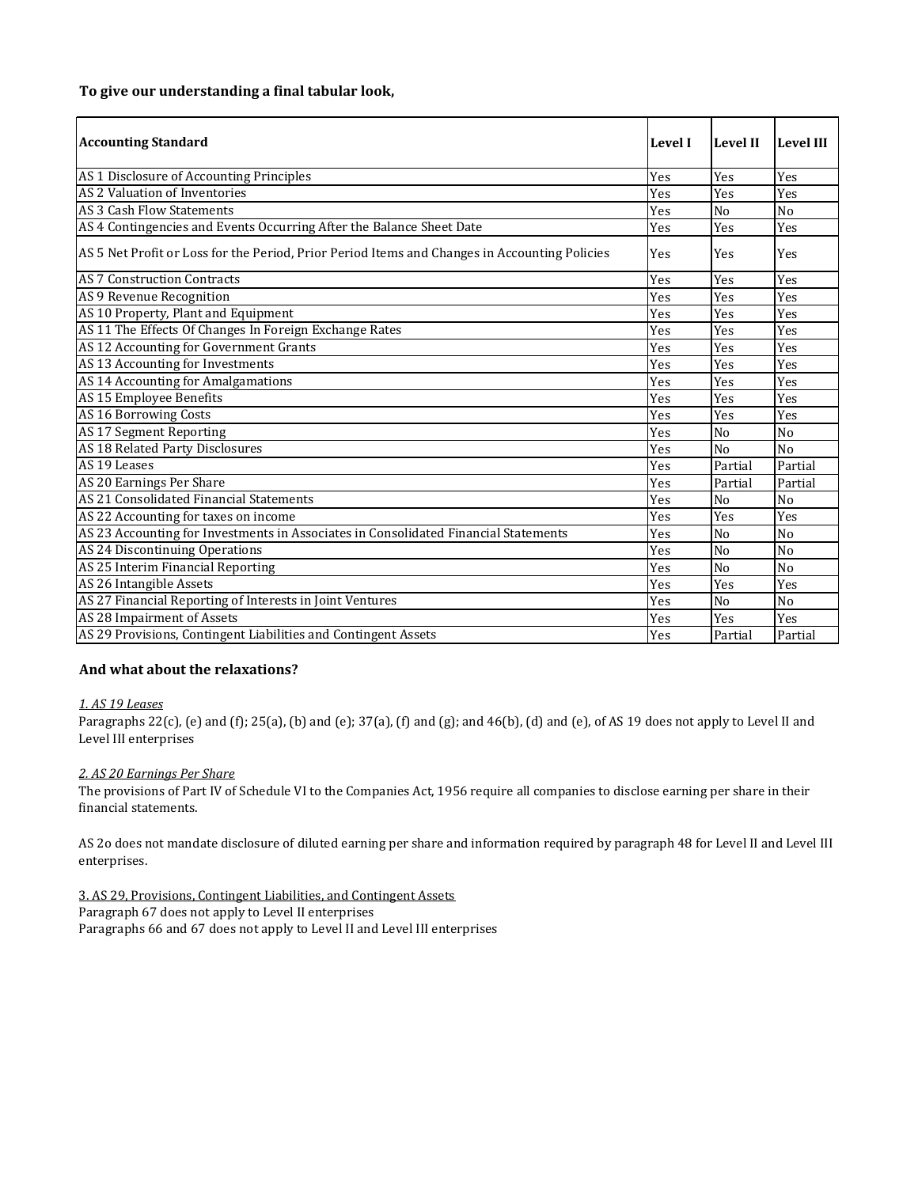**To give our understanding a final tabular look,**

| Accounting Standard | Level I | Level II | Level III |
|---|---|---|---|
| AS 1 Disclosure of Accounting Principles | Yes | Yes | Yes |
| AS 2 Valuation of Inventories | Yes | Yes | Yes |
| AS 3 Cash Flow Statements | Yes | No | No |
| AS 4 Contingencies and Events Occurring After the Balance Sheet Date | Yes | Yes | Yes |
| AS 5 Net Profit or Loss for the Period, Prior Period Items and Changes in Accounting Policies | Yes | Yes | Yes |
| AS 7 Construction Contracts | Yes | Yes | Yes |
| AS 9 Revenue Recognition | Yes | Yes | Yes |
| AS 10 Property, Plant and Equipment | Yes | Yes | Yes |
| AS 11 The Effects Of Changes In Foreign Exchange Rates | Yes | Yes | Yes |
| AS 12 Accounting for Government Grants | Yes | Yes | Yes |
| AS 13 Accounting for Investments | Yes | Yes | Yes |
| AS 14 Accounting for Amalgamations | Yes | Yes | Yes |
| AS 15 Employee Benefits | Yes | Yes | Yes |
| AS 16 Borrowing Costs | Yes | Yes | Yes |
| AS 17 Segment Reporting | Yes | No | No |
| AS 18 Related Party Disclosures | Yes | No | No |
| AS 19 Leases | Yes | Partial | Partial |
| AS 20 Earnings Per Share | Yes | Partial | Partial |
| AS 21 Consolidated Financial Statements | Yes | No | No |
| AS 22 Accounting for taxes on income | Yes | Yes | Yes |
| AS 23 Accounting for Investments in Associates in Consolidated Financial Statements | Yes | No | No |
| AS 24 Discontinuing Operations | Yes | No | No |
| AS 25 Interim Financial Reporting | Yes | No | No |
| AS 26 Intangible Assets | Yes | Yes | Yes |
| AS 27 Financial Reporting of Interests in Joint Ventures | Yes | No | No |
| AS 28 Impairment of Assets | Yes | Yes | Yes |
| AS 29 Provisions, Contingent Liabilities and Contingent Assets | Yes | Partial | Partial |

**And what about the relaxations?**

*1. AS 19 Leases*

Paragraphs 22(c), (e) and (f); 25(a), (b) and (e); 37(a), (f) and (g); and 46(b), (d) and (e), of AS 19 does not apply to Level II and Level III enterprises

*2. AS 20 Earnings Per Share*

The provisions of Part IV of Schedule VI to the Companies Act, 1956 require all companies to disclose earning per share in their financial statements.

AS 2o does not mandate disclosure of diluted earning per share and information required by paragraph 48 for Level II and Level III enterprises.

3. AS 29, Provisions, Contingent Liabilities, and Contingent Assets

Paragraph 67 does not apply to Level II enterprises

Paragraphs 66 and 67 does not apply to Level II and Level III enterprises